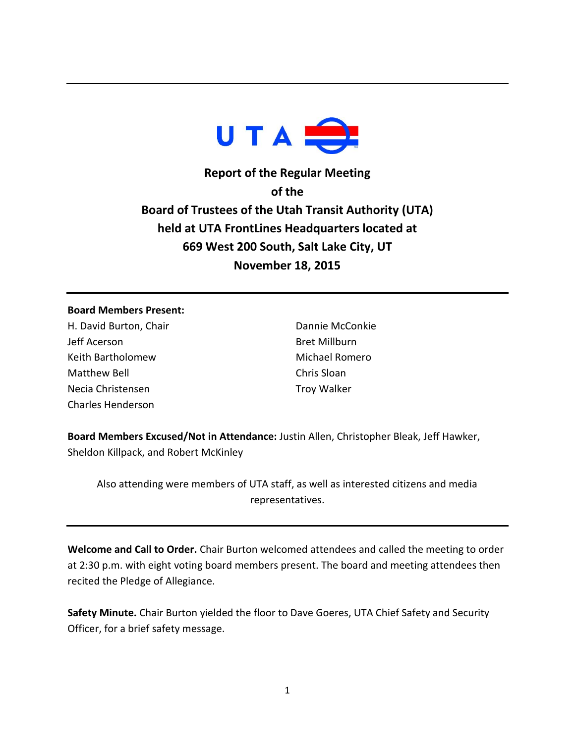# Report of the Regular Meeting of the Board of Trustees of the Utah Transit Authority (UTA) held at UTA FrontLines Headquarters located at 669 West 200 South, Salt Lake City, UT

## November 18, 2015

---

**Board Members Present:**

H. David Burton, Chair
Jeff Acerson
Keith Bartholomew
Matthew Bell
Necia Christensen
Charles Henderson
Dannie McConkie
Bret Millburn
Michael Romero
Chris Sloan
Troy Walker

**Board Members Excused/Not in Attendance:** Justin Allen, Christopher Bleak, Jeff Hawker, Sheldon Killpack, and Robert McKinley

Also attending were members of UTA staff, as well as interested citizens and media representatives.

---

**Welcome and Call to Order.** Chair Burton welcomed attendees and called the meeting to order at 2:30 p.m. with eight voting board members present. The board and meeting attendees then recited the Pledge of Allegiance.

**Safety Minute.** Chair Burton yielded the floor to Dave Goeres, UTA Chief Safety and Security Officer, for a brief safety message.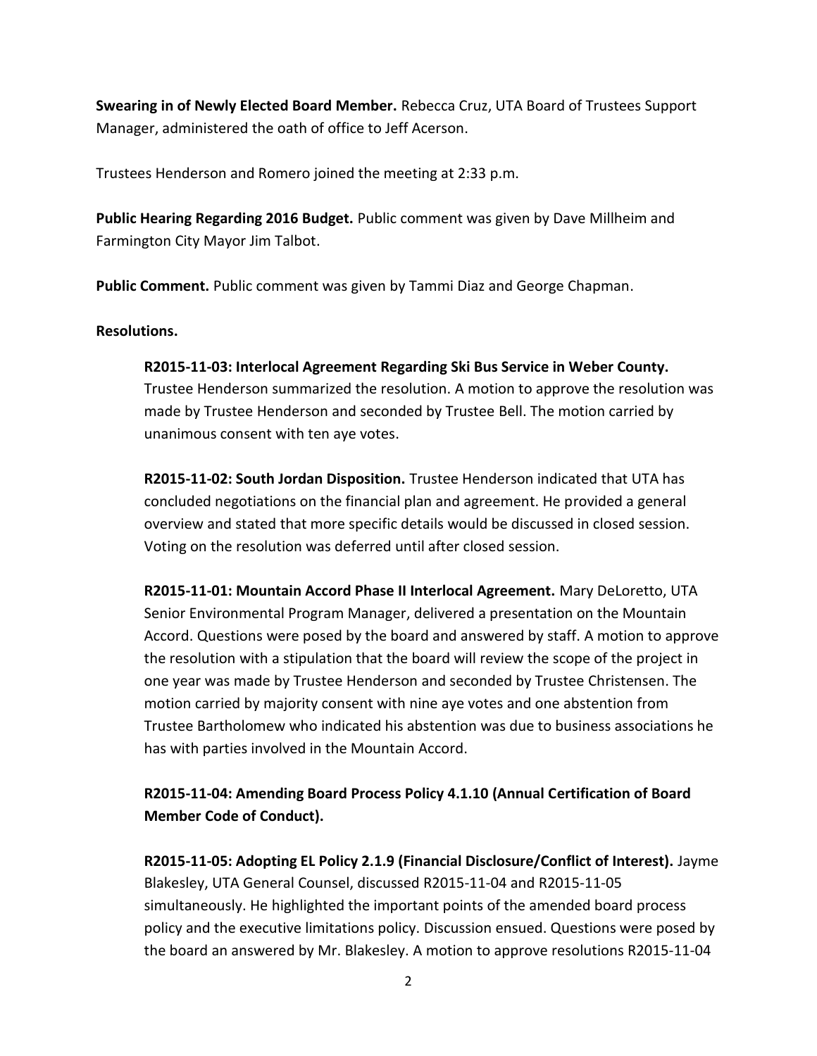**Swearing in of Newly Elected Board Member.** Rebecca Cruz, UTA Board of Trustees Support Manager, administered the oath of office to Jeff Acerson.

Trustees Henderson and Romero joined the meeting at 2:33 p.m.

**Public Hearing Regarding 2016 Budget.** Public comment was given by Dave Millheim and Farmington City Mayor Jim Talbot.

**Public Comment.** Public comment was given by Tammi Diaz and George Chapman.

**Resolutions.**

**R2015-11-03: Interlocal Agreement Regarding Ski Bus Service in Weber County.** Trustee Henderson summarized the resolution. A motion to approve the resolution was made by Trustee Henderson and seconded by Trustee Bell. The motion carried by unanimous consent with ten aye votes.

**R2015-11-02: South Jordan Disposition.** Trustee Henderson indicated that UTA has concluded negotiations on the financial plan and agreement. He provided a general overview and stated that more specific details would be discussed in closed session. Voting on the resolution was deferred until after closed session.

**R2015-11-01: Mountain Accord Phase II Interlocal Agreement.** Mary DeLoretto, UTA Senior Environmental Program Manager, delivered a presentation on the Mountain Accord. Questions were posed by the board and answered by staff. A motion to approve the resolution with a stipulation that the board will review the scope of the project in one year was made by Trustee Henderson and seconded by Trustee Christensen. The motion carried by majority consent with nine aye votes and one abstention from Trustee Bartholomew who indicated his abstention was due to business associations he has with parties involved in the Mountain Accord.

**R2015-11-04: Amending Board Process Policy 4.1.10 (Annual Certification of Board Member Code of Conduct).**

**R2015-11-05: Adopting EL Policy 2.1.9 (Financial Disclosure/Conflict of Interest).** Jayme Blakesley, UTA General Counsel, discussed R2015-11-04 and R2015-11-05 simultaneously. He highlighted the important points of the amended board process policy and the executive limitations policy. Discussion ensued. Questions were posed by the board an answered by Mr. Blakesley. A motion to approve resolutions R2015-11-04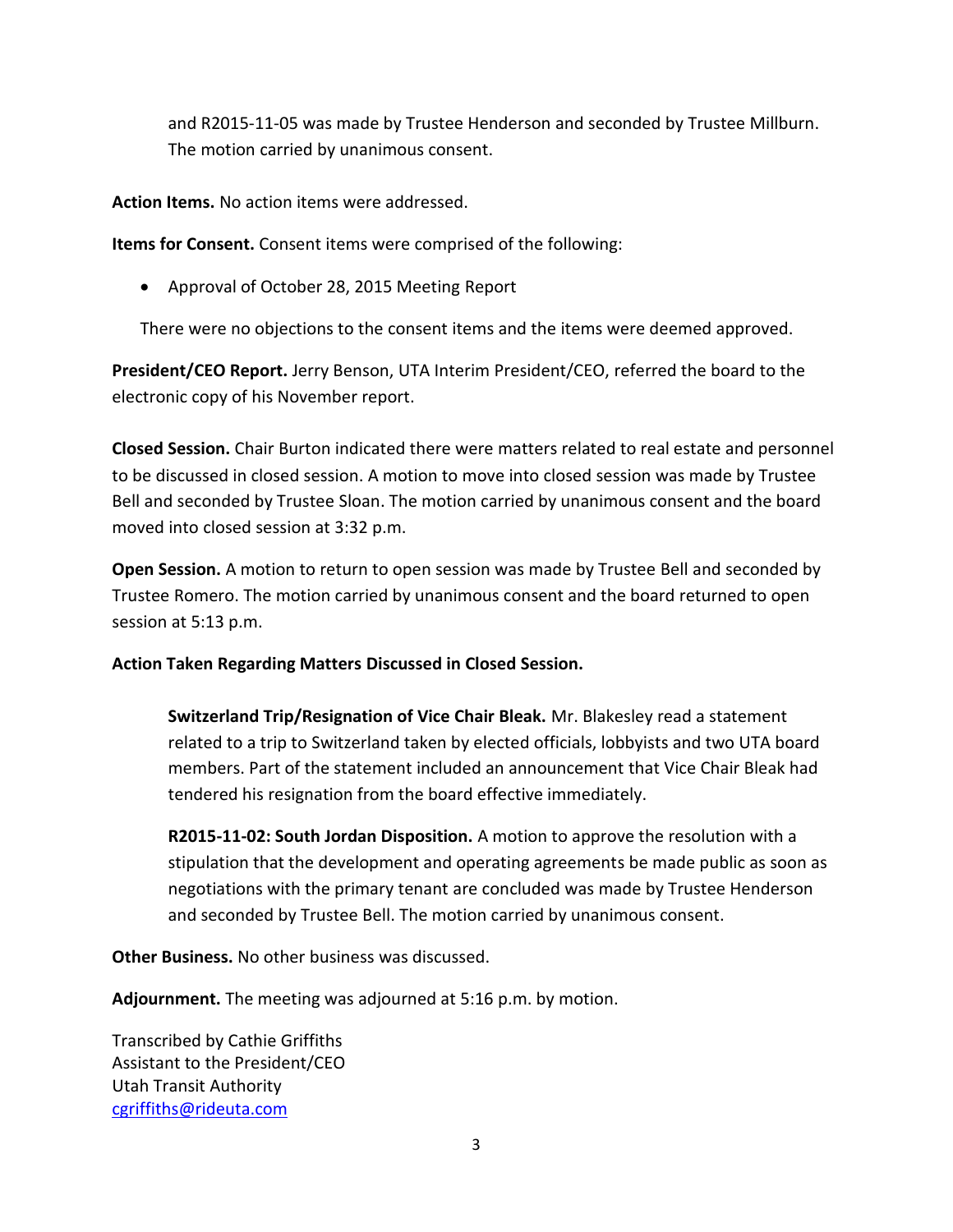and R2015-11-05 was made by Trustee Henderson and seconded by Trustee Millburn. The motion carried by unanimous consent.

**Action Items.** No action items were addressed.

**Items for Consent.** Consent items were comprised of the following:

- Approval of October 28, 2015 Meeting Report

There were no objections to the consent items and the items were deemed approved.

**President/CEO Report.** Jerry Benson, UTA Interim President/CEO, referred the board to the electronic copy of his November report.

**Closed Session.** Chair Burton indicated there were matters related to real estate and personnel to be discussed in closed session. A motion to move into closed session was made by Trustee Bell and seconded by Trustee Sloan. The motion carried by unanimous consent and the board moved into closed session at 3:32 p.m.

**Open Session.** A motion to return to open session was made by Trustee Bell and seconded by Trustee Romero. The motion carried by unanimous consent and the board returned to open session at 5:13 p.m.

**Action Taken Regarding Matters Discussed in Closed Session.**

**Switzerland Trip/Resignation of Vice Chair Bleak.** Mr. Blakesley read a statement related to a trip to Switzerland taken by elected officials, lobbyists and two UTA board members. Part of the statement included an announcement that Vice Chair Bleak had tendered his resignation from the board effective immediately.

**R2015-11-02: South Jordan Disposition.** A motion to approve the resolution with a stipulation that the development and operating agreements be made public as soon as negotiations with the primary tenant are concluded was made by Trustee Henderson and seconded by Trustee Bell. The motion carried by unanimous consent.

**Other Business.** No other business was discussed.

**Adjournment.** The meeting was adjourned at 5:16 p.m. by motion.

Transcribed by Cathie Griffiths
Assistant to the President/CEO
Utah Transit Authority
cgriffiths@rideuta.com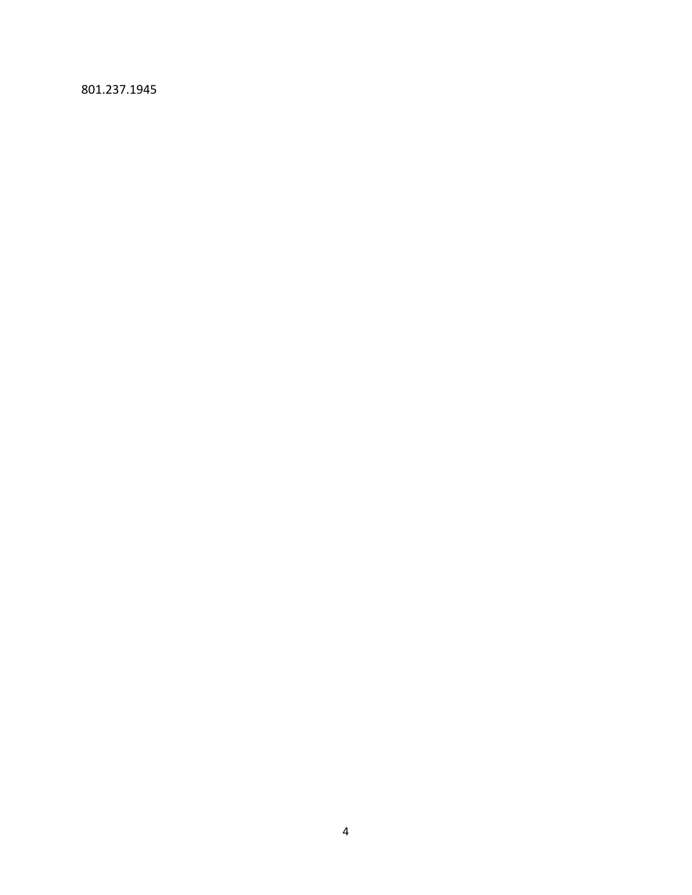801.237.1945